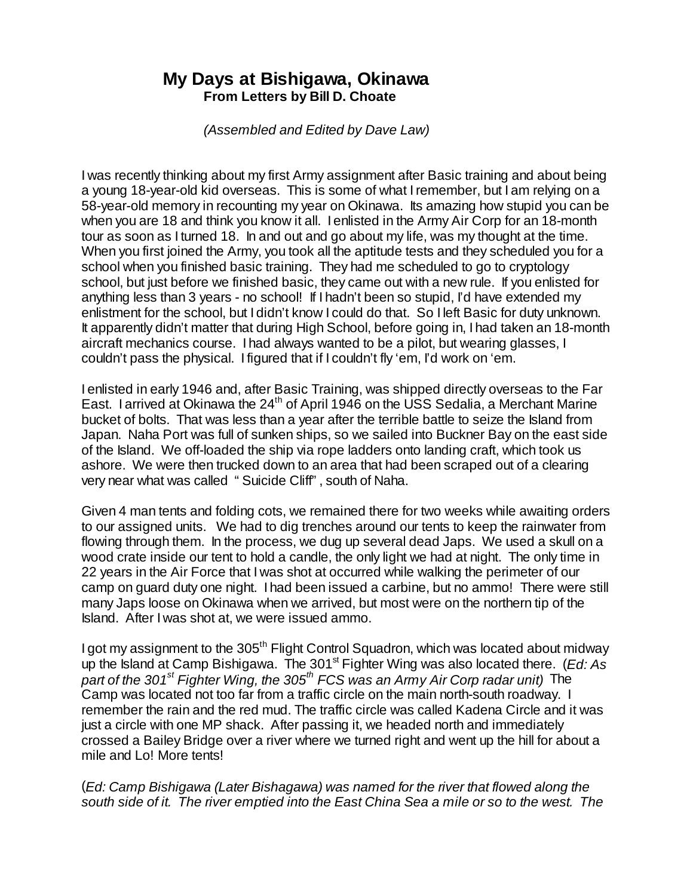# My Days at Bishigawa, Okinawa

**From Letters by Bill D. Choate**

*(Assembled and Edited by Dave Law)*

I was recently thinking about my first Army assignment after Basic training and about being a young 18-year-old kid overseas. This is some of what I remember, but I am relying on a 58-year-old memory in recounting my year on Okinawa. Its amazing how stupid you can be when you are 18 and think you know it all. I enlisted in the Army Air Corp for an 18-month tour as soon as I turned 18. In and out and go about my life, was my thought at the time. When you first joined the Army, you took all the aptitude tests and they scheduled you for a school when you finished basic training. They had me scheduled to go to cryptology school, but just before we finished basic, they came out with a new rule. If you enlisted for anything less than 3 years - no school! If I hadn't been so stupid, I'd have extended my enlistment for the school, but I didn't know I could do that. So I left Basic for duty unknown. It apparently didn't matter that during High School, before going in, I had taken an 18-month aircraft mechanics course. I had always wanted to be a pilot, but wearing glasses, I couldn't pass the physical. I figured that if I couldn't fly 'em, I'd work on 'em.

I enlisted in early 1946 and, after Basic Training, was shipped directly overseas to the Far East. I arrived at Okinawa the 24th of April 1946 on the USS Sedalia, a Merchant Marine bucket of bolts. That was less than a year after the terrible battle to seize the Island from Japan. Naha Port was full of sunken ships, so we sailed into Buckner Bay on the east side of the Island. We off-loaded the ship via rope ladders onto landing craft, which took us ashore. We were then trucked down to an area that had been scraped out of a clearing very near what was called " Suicide Cliff" , south of Naha.

Given 4 man tents and folding cots, we remained there for two weeks while awaiting orders to our assigned units. We had to dig trenches around our tents to keep the rainwater from flowing through them. In the process, we dug up several dead Japs. We used a skull on a wood crate inside our tent to hold a candle, the only light we had at night. The only time in 22 years in the Air Force that I was shot at occurred while walking the perimeter of our camp on guard duty one night. I had been issued a carbine, but no ammo! There were still many Japs loose on Okinawa when we arrived, but most were on the northern tip of the Island. After I was shot at, we were issued ammo.

I got my assignment to the 305th Flight Control Squadron, which was located about midway up the Island at Camp Bishigawa. The 301st Fighter Wing was also located there. (*Ed: As part of the 301st Fighter Wing, the 305th FCS was an Army Air Corp radar unit)* The Camp was located not too far from a traffic circle on the main north-south roadway. I remember the rain and the red mud. The traffic circle was called Kadena Circle and it was just a circle with one MP shack. After passing it, we headed north and immediately crossed a Bailey Bridge over a river where we turned right and went up the hill for about a mile and Lo! More tents!

(*Ed: Camp Bishigawa (Later Bishagawa) was named for the river that flowed along the south side of it. The river emptied into the East China Sea a mile or so to the west. The*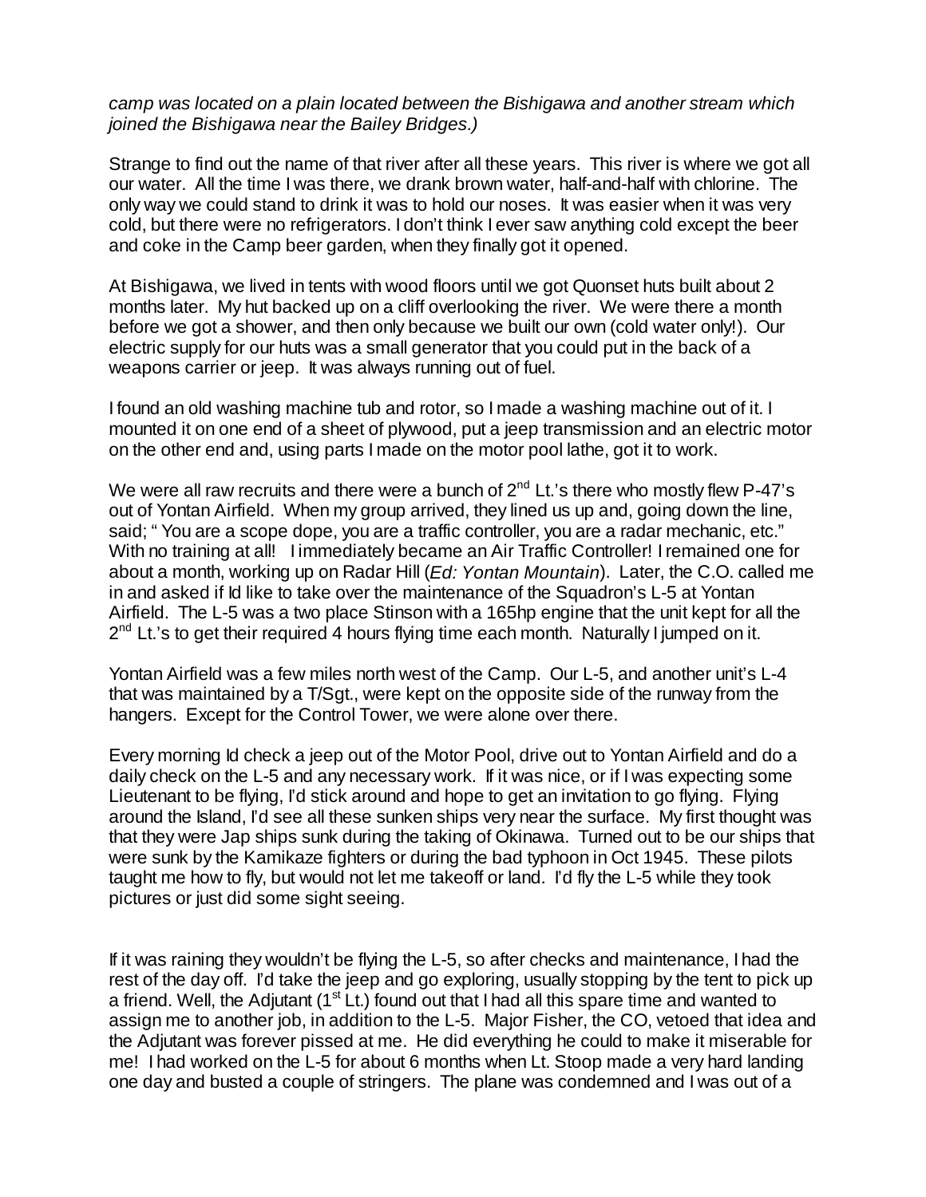*camp was located on a plain located between the Bishigawa and another stream which joined the Bishigawa near the Bailey Bridges.)*

Strange to find out the name of that river after all these years. This river is where we got all our water. All the time I was there, we drank brown water, half-and-half with chlorine. The only way we could stand to drink it was to hold our noses. It was easier when it was very cold, but there were no refrigerators. I don't think I ever saw anything cold except the beer and coke in the Camp beer garden, when they finally got it opened.

At Bishigawa, we lived in tents with wood floors until we got Quonset huts built about 2 months later. My hut backed up on a cliff overlooking the river. We were there a month before we got a shower, and then only because we built our own (cold water only!). Our electric supply for our huts was a small generator that you could put in the back of a weapons carrier or jeep. It was always running out of fuel.

I found an old washing machine tub and rotor, so I made a washing machine out of it. I mounted it on one end of a sheet of plywood, put a jeep transmission and an electric motor on the other end and, using parts I made on the motor pool lathe, got it to work.

We were all raw recruits and there were a bunch of 2nd Lt.'s there who mostly flew P-47's out of Yontan Airfield. When my group arrived, they lined us up and, going down the line, said; " You are a scope dope, you are a traffic controller, you are a radar mechanic, etc." With no training at all! I immediately became an Air Traffic Controller! I remained one for about a month, working up on Radar Hill (*Ed: Yontan Mountain*). Later, the C.O. called me in and asked if Id like to take over the maintenance of the Squadron's L-5 at Yontan Airfield. The L-5 was a two place Stinson with a 165hp engine that the unit kept for all the 2nd Lt.'s to get their required 4 hours flying time each month. Naturally I jumped on it.

Yontan Airfield was a few miles north west of the Camp. Our L-5, and another unit's L-4 that was maintained by a T/Sgt., were kept on the opposite side of the runway from the hangers. Except for the Control Tower, we were alone over there.

Every morning Id check a jeep out of the Motor Pool, drive out to Yontan Airfield and do a daily check on the L-5 and any necessary work. If it was nice, or if I was expecting some Lieutenant to be flying, I'd stick around and hope to get an invitation to go flying. Flying around the Island, I'd see all these sunken ships very near the surface. My first thought was that they were Jap ships sunk during the taking of Okinawa. Turned out to be our ships that were sunk by the Kamikaze fighters or during the bad typhoon in Oct 1945. These pilots taught me how to fly, but would not let me takeoff or land. I'd fly the L-5 while they took pictures or just did some sight seeing.

If it was raining they wouldn't be flying the L-5, so after checks and maintenance, I had the rest of the day off. I'd take the jeep and go exploring, usually stopping by the tent to pick up a friend. Well, the Adjutant (1st Lt.) found out that I had all this spare time and wanted to assign me to another job, in addition to the L-5. Major Fisher, the CO, vetoed that idea and the Adjutant was forever pissed at me. He did everything he could to make it miserable for me! I had worked on the L-5 for about 6 months when Lt. Stoop made a very hard landing one day and busted a couple of stringers. The plane was condemned and I was out of a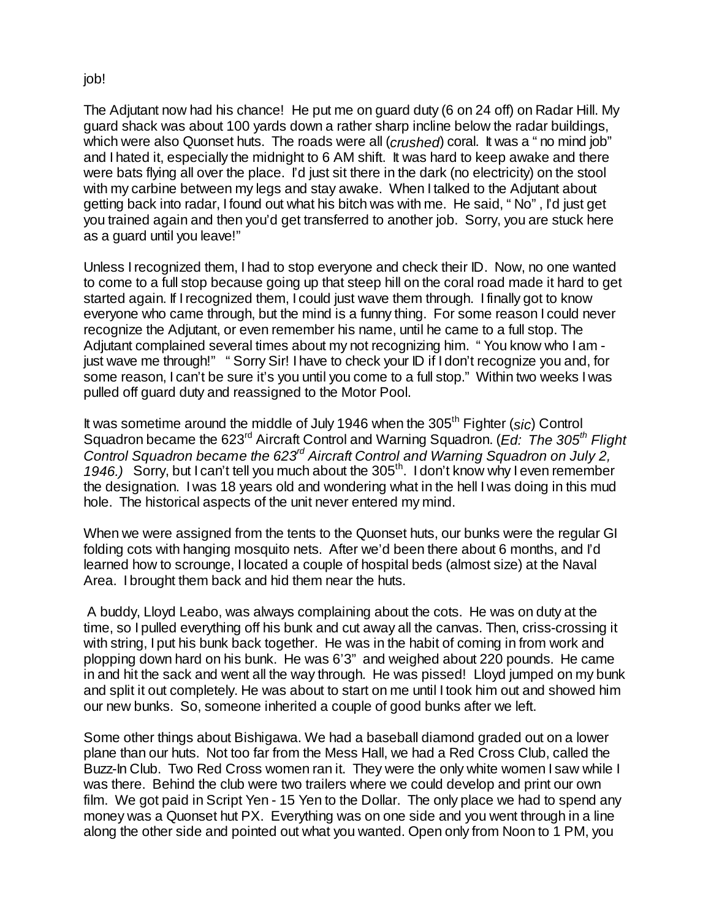job!

The Adjutant now had his chance! He put me on guard duty (6 on 24 off) on Radar Hill. My guard shack was about 100 yards down a rather sharp incline below the radar buildings, which were also Quonset huts. The roads were all (*crushed*) coral. It was a " no mind job" and I hated it, especially the midnight to 6 AM shift. It was hard to keep awake and there were bats flying all over the place. I'd just sit there in the dark (no electricity) on the stool with my carbine between my legs and stay awake. When I talked to the Adjutant about getting back into radar, I found out what his bitch was with me. He said, " No" , I'd just get you trained again and then you'd get transferred to another job. Sorry, you are stuck here as a guard until you leave!"

Unless I recognized them, I had to stop everyone and check their ID. Now, no one wanted to come to a full stop because going up that steep hill on the coral road made it hard to get started again. If I recognized them, I could just wave them through. I finally got to know everyone who came through, but the mind is a funny thing. For some reason I could never recognize the Adjutant, or even remember his name, until he came to a full stop. The Adjutant complained several times about my not recognizing him. " You know who I am - just wave me through!" " Sorry Sir! I have to check your ID if I don't recognize you and, for some reason, I can't be sure it's you until you come to a full stop." Within two weeks I was pulled off guard duty and reassigned to the Motor Pool.

It was sometime around the middle of July 1946 when the 305th Fighter (*sic*) Control Squadron became the 623rd Aircraft Control and Warning Squadron. (*Ed: The 305th Flight Control Squadron became the 623rd Aircraft Control and Warning Squadron on July 2, 1946.)* Sorry, but I can't tell you much about the 305th. I don't know why I even remember the designation. I was 18 years old and wondering what in the hell I was doing in this mud hole. The historical aspects of the unit never entered my mind.

When we were assigned from the tents to the Quonset huts, our bunks were the regular GI folding cots with hanging mosquito nets. After we'd been there about 6 months, and I'd learned how to scrounge, I located a couple of hospital beds (almost size) at the Naval Area. I brought them back and hid them near the huts.

A buddy, Lloyd Leabo, was always complaining about the cots. He was on duty at the time, so I pulled everything off his bunk and cut away all the canvas. Then, criss-crossing it with string, I put his bunk back together. He was in the habit of coming in from work and plopping down hard on his bunk. He was 6'3" and weighed about 220 pounds. He came in and hit the sack and went all the way through. He was pissed! Lloyd jumped on my bunk and split it out completely. He was about to start on me until I took him out and showed him our new bunks. So, someone inherited a couple of good bunks after we left.

Some other things about Bishigawa. We had a baseball diamond graded out on a lower plane than our huts. Not too far from the Mess Hall, we had a Red Cross Club, called the Buzz-In Club. Two Red Cross women ran it. They were the only white women I saw while I was there. Behind the club were two trailers where we could develop and print our own film. We got paid in Script Yen - 15 Yen to the Dollar. The only place we had to spend any money was a Quonset hut PX. Everything was on one side and you went through in a line along the other side and pointed out what you wanted. Open only from Noon to 1 PM, you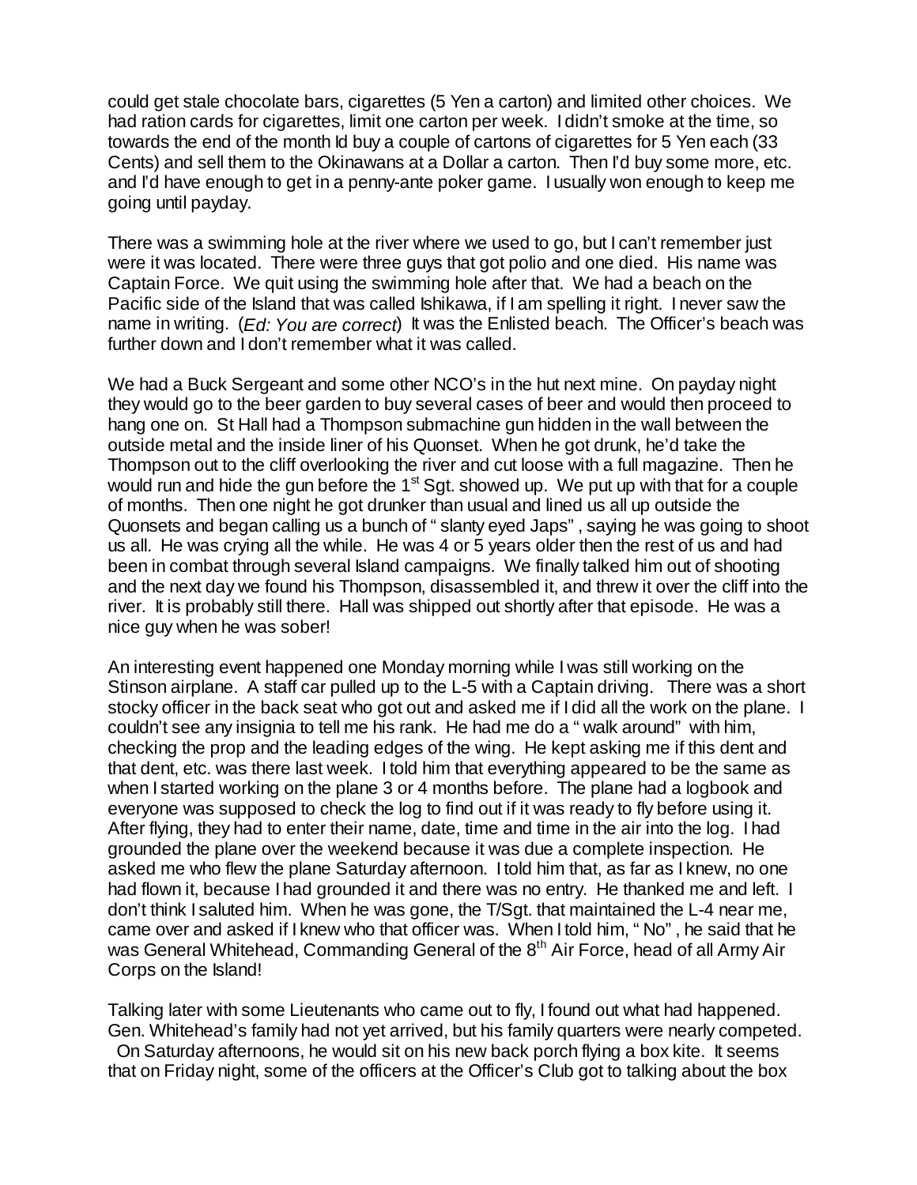could get stale chocolate bars, cigarettes (5 Yen a carton) and limited other choices. We had ration cards for cigarettes, limit one carton per week. I didn't smoke at the time, so towards the end of the month Id buy a couple of cartons of cigarettes for 5 Yen each (33 Cents) and sell them to the Okinawans at a Dollar a carton. Then I'd buy some more, etc. and I'd have enough to get in a penny-ante poker game. I usually won enough to keep me going until payday.

There was a swimming hole at the river where we used to go, but I can't remember just were it was located. There were three guys that got polio and one died. His name was Captain Force. We quit using the swimming hole after that. We had a beach on the Pacific side of the Island that was called Ishikawa, if I am spelling it right. I never saw the name in writing. (*Ed: You are correct*) It was the Enlisted beach. The Officer's beach was further down and I don't remember what it was called.

We had a Buck Sergeant and some other NCO's in the hut next mine. On payday night they would go to the beer garden to buy several cases of beer and would then proceed to hang one on. St Hall had a Thompson submachine gun hidden in the wall between the outside metal and the inside liner of his Quonset. When he got drunk, he'd take the Thompson out to the cliff overlooking the river and cut loose with a full magazine. Then he would run and hide the gun before the 1st Sgt. showed up. We put up with that for a couple of months. Then one night he got drunker than usual and lined us all up outside the Quonsets and began calling us a bunch of " slanty eyed Japs" , saying he was going to shoot us all. He was crying all the while. He was 4 or 5 years older then the rest of us and had been in combat through several Island campaigns. We finally talked him out of shooting and the next day we found his Thompson, disassembled it, and threw it over the cliff into the river. It is probably still there. Hall was shipped out shortly after that episode. He was a nice guy when he was sober!

An interesting event happened one Monday morning while I was still working on the Stinson airplane. A staff car pulled up to the L-5 with a Captain driving. There was a short stocky officer in the back seat who got out and asked me if I did all the work on the plane. I couldn't see any insignia to tell me his rank. He had me do a " walk around" with him, checking the prop and the leading edges of the wing. He kept asking me if this dent and that dent, etc. was there last week. I told him that everything appeared to be the same as when I started working on the plane 3 or 4 months before. The plane had a logbook and everyone was supposed to check the log to find out if it was ready to fly before using it. After flying, they had to enter their name, date, time and time in the air into the log. I had grounded the plane over the weekend because it was due a complete inspection. He asked me who flew the plane Saturday afternoon. I told him that, as far as I knew, no one had flown it, because I had grounded it and there was no entry. He thanked me and left. I don't think I saluted him. When he was gone, the T/Sgt. that maintained the L-4 near me, came over and asked if I knew who that officer was. When I told him, " No" , he said that he was General Whitehead, Commanding General of the 8th Air Force, head of all Army Air Corps on the Island!

Talking later with some Lieutenants who came out to fly, I found out what had happened. Gen. Whitehead's family had not yet arrived, but his family quarters were nearly competed. On Saturday afternoons, he would sit on his new back porch flying a box kite. It seems that on Friday night, some of the officers at the Officer's Club got to talking about the box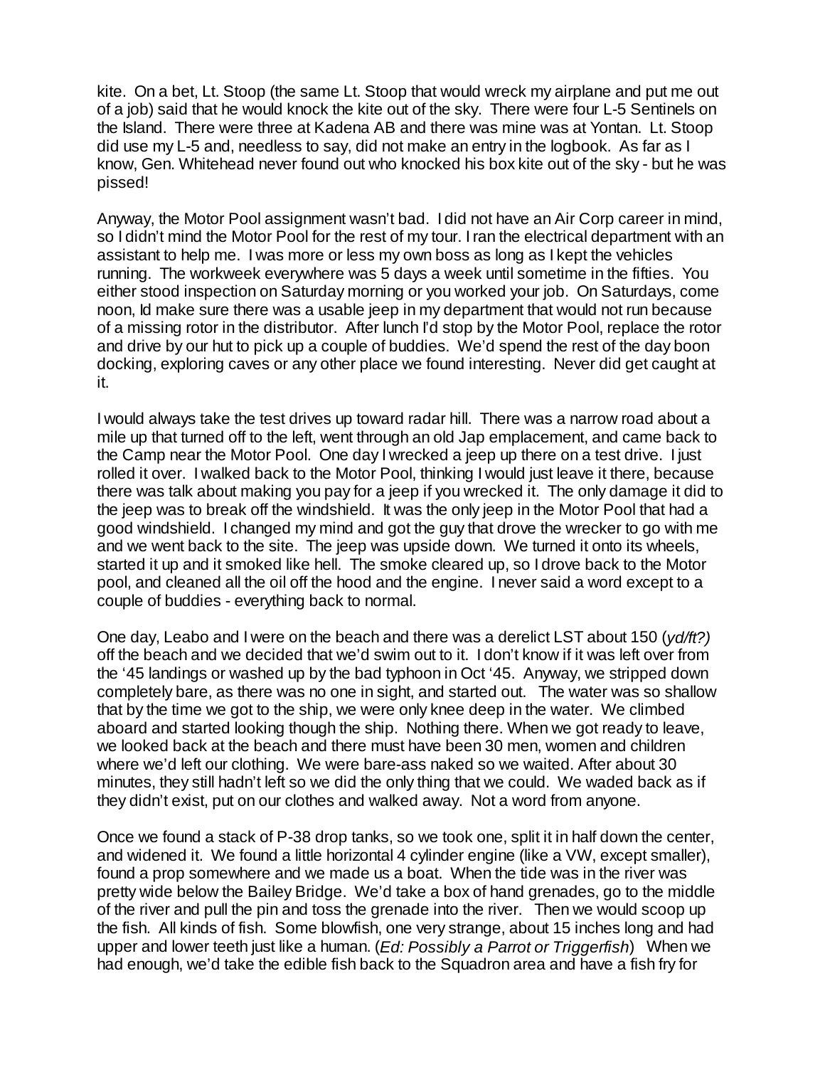kite. On a bet, Lt. Stoop (the same Lt. Stoop that would wreck my airplane and put me out of a job) said that he would knock the kite out of the sky. There were four L-5 Sentinels on the Island. There were three at Kadena AB and there was mine was at Yontan. Lt. Stoop did use my L-5 and, needless to say, did not make an entry in the logbook. As far as I know, Gen. Whitehead never found out who knocked his box kite out of the sky - but he was pissed!

Anyway, the Motor Pool assignment wasn't bad. I did not have an Air Corp career in mind, so I didn't mind the Motor Pool for the rest of my tour. I ran the electrical department with an assistant to help me. I was more or less my own boss as long as I kept the vehicles running. The workweek everywhere was 5 days a week until sometime in the fifties. You either stood inspection on Saturday morning or you worked your job. On Saturdays, come noon, Id make sure there was a usable jeep in my department that would not run because of a missing rotor in the distributor. After lunch I'd stop by the Motor Pool, replace the rotor and drive by our hut to pick up a couple of buddies. We'd spend the rest of the day boon docking, exploring caves or any other place we found interesting. Never did get caught at it.

I would always take the test drives up toward radar hill. There was a narrow road about a mile up that turned off to the left, went through an old Jap emplacement, and came back to the Camp near the Motor Pool. One day I wrecked a jeep up there on a test drive. I just rolled it over. I walked back to the Motor Pool, thinking I would just leave it there, because there was talk about making you pay for a jeep if you wrecked it. The only damage it did to the jeep was to break off the windshield. It was the only jeep in the Motor Pool that had a good windshield. I changed my mind and got the guy that drove the wrecker to go with me and we went back to the site. The jeep was upside down. We turned it onto its wheels, started it up and it smoked like hell. The smoke cleared up, so I drove back to the Motor pool, and cleaned all the oil off the hood and the engine. I never said a word except to a couple of buddies - everything back to normal.

One day, Leabo and I were on the beach and there was a derelict LST about 150 (*yd/ft?)* off the beach and we decided that we'd swim out to it. I don't know if it was left over from the '45 landings or washed up by the bad typhoon in Oct '45. Anyway, we stripped down completely bare, as there was no one in sight, and started out. The water was so shallow that by the time we got to the ship, we were only knee deep in the water. We climbed aboard and started looking though the ship. Nothing there. When we got ready to leave, we looked back at the beach and there must have been 30 men, women and children where we'd left our clothing. We were bare-ass naked so we waited. After about 30 minutes, they still hadn't left so we did the only thing that we could. We waded back as if they didn't exist, put on our clothes and walked away. Not a word from anyone.

Once we found a stack of P-38 drop tanks, so we took one, split it in half down the center, and widened it. We found a little horizontal 4 cylinder engine (like a VW, except smaller), found a prop somewhere and we made us a boat. When the tide was in the river was pretty wide below the Bailey Bridge. We'd take a box of hand grenades, go to the middle of the river and pull the pin and toss the grenade into the river. Then we would scoop up the fish. All kinds of fish. Some blowfish, one very strange, about 15 inches long and had upper and lower teeth just like a human. (*Ed: Possibly a Parrot or Triggerfish*) When we had enough, we'd take the edible fish back to the Squadron area and have a fish fry for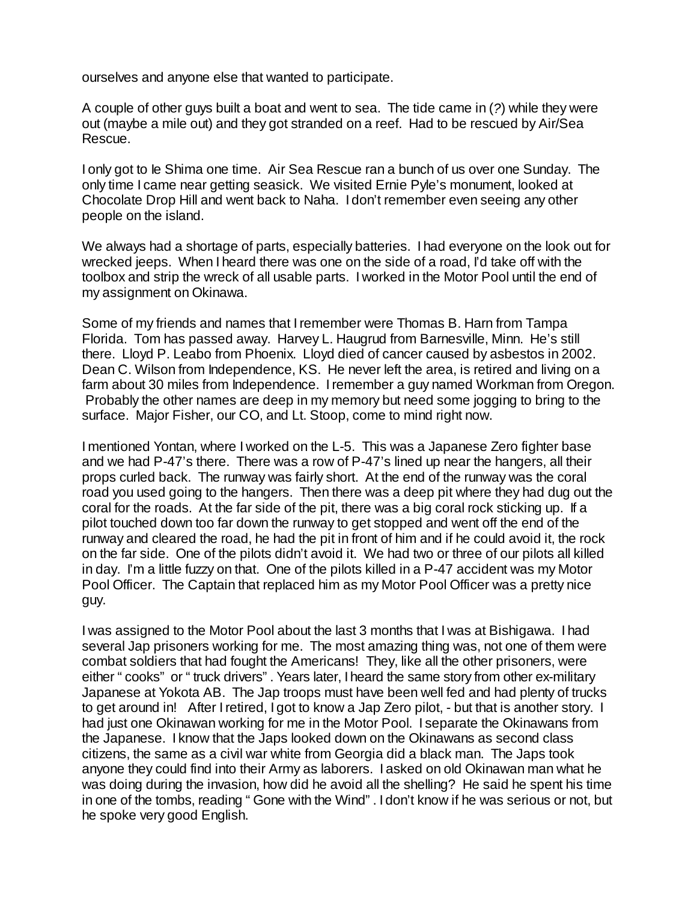ourselves and anyone else that wanted to participate.

A couple of other guys built a boat and went to sea. The tide came in (?) while they were out (maybe a mile out) and they got stranded on a reef. Had to be rescued by Air/Sea Rescue.

I only got to Ie Shima one time. Air Sea Rescue ran a bunch of us over one Sunday. The only time I came near getting seasick. We visited Ernie Pyle's monument, looked at Chocolate Drop Hill and went back to Naha. I don't remember even seeing any other people on the island.

We always had a shortage of parts, especially batteries. I had everyone on the look out for wrecked jeeps. When I heard there was one on the side of a road, I'd take off with the toolbox and strip the wreck of all usable parts. I worked in the Motor Pool until the end of my assignment on Okinawa.

Some of my friends and names that I remember were Thomas B. Harn from Tampa Florida. Tom has passed away. Harvey L. Haugrud from Barnesville, Minn. He's still there. Lloyd P. Leabo from Phoenix. Lloyd died of cancer caused by asbestos in 2002. Dean C. Wilson from Independence, KS. He never left the area, is retired and living on a farm about 30 miles from Independence. I remember a guy named Workman from Oregon. Probably the other names are deep in my memory but need some jogging to bring to the surface. Major Fisher, our CO, and Lt. Stoop, come to mind right now.

I mentioned Yontan, where I worked on the L-5. This was a Japanese Zero fighter base and we had P-47's there. There was a row of P-47's lined up near the hangers, all their props curled back. The runway was fairly short. At the end of the runway was the coral road you used going to the hangers. Then there was a deep pit where they had dug out the coral for the roads. At the far side of the pit, there was a big coral rock sticking up. If a pilot touched down too far down the runway to get stopped and went off the end of the runway and cleared the road, he had the pit in front of him and if he could avoid it, the rock on the far side. One of the pilots didn't avoid it. We had two or three of our pilots all killed in day. I'm a little fuzzy on that. One of the pilots killed in a P-47 accident was my Motor Pool Officer. The Captain that replaced him as my Motor Pool Officer was a pretty nice guy.

I was assigned to the Motor Pool about the last 3 months that I was at Bishigawa. I had several Jap prisoners working for me. The most amazing thing was, not one of them were combat soldiers that had fought the Americans! They, like all the other prisoners, were either " cooks" or " truck drivers" . Years later, I heard the same story from other ex-military Japanese at Yokota AB. The Jap troops must have been well fed and had plenty of trucks to get around in! After I retired, I got to know a Jap Zero pilot, - but that is another story. I had just one Okinawan working for me in the Motor Pool. I separate the Okinawans from the Japanese. I know that the Japs looked down on the Okinawans as second class citizens, the same as a civil war white from Georgia did a black man. The Japs took anyone they could find into their Army as laborers. I asked on old Okinawan man what he was doing during the invasion, how did he avoid all the shelling? He said he spent his time in one of the tombs, reading " Gone with the Wind" . I don't know if he was serious or not, but he spoke very good English.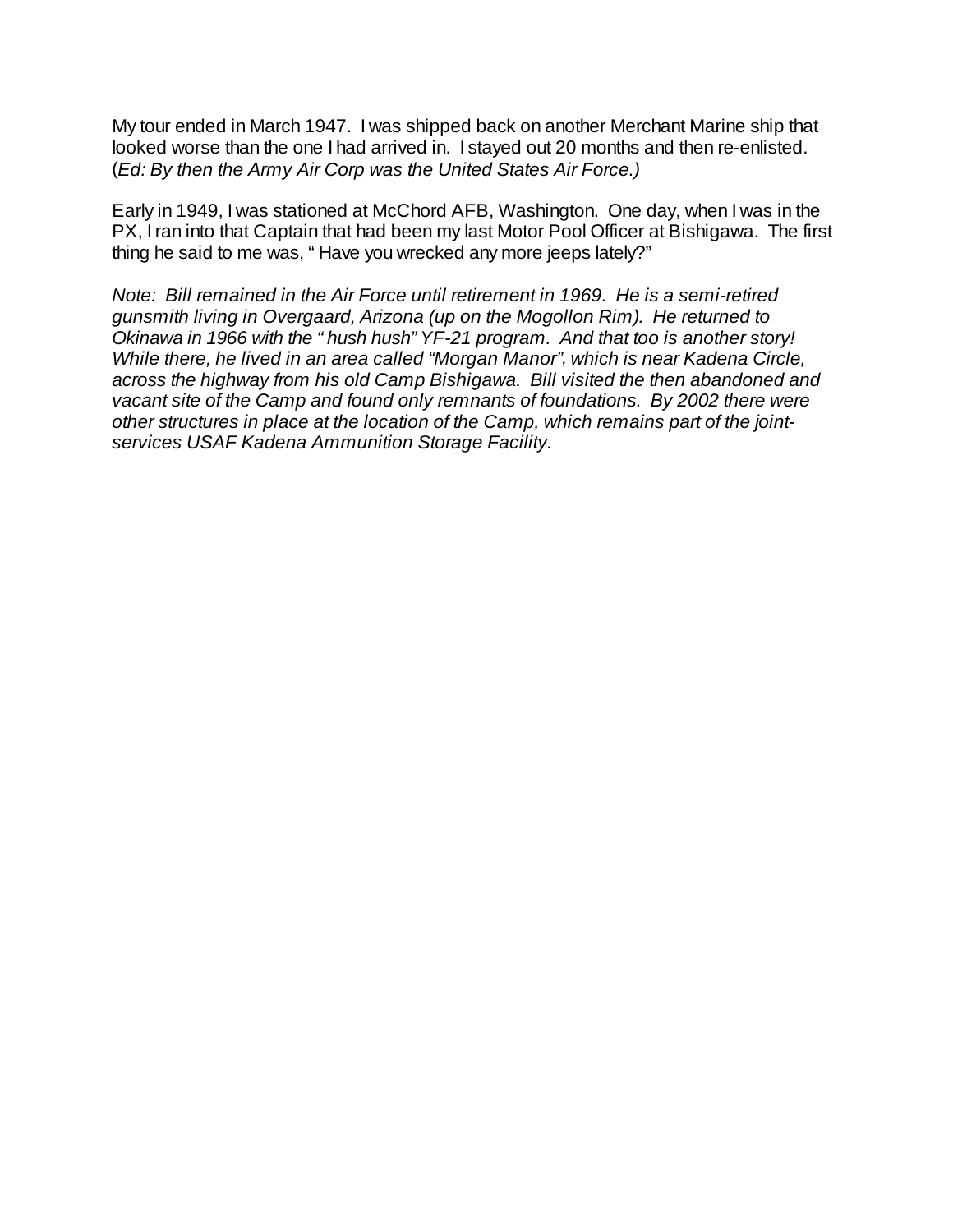My tour ended in March 1947. I was shipped back on another Merchant Marine ship that looked worse than the one I had arrived in. I stayed out 20 months and then re-enlisted. (*Ed: By then the Army Air Corp was the United States Air Force.)*

Early in 1949, I was stationed at McChord AFB, Washington. One day, when I was in the PX, I ran into that Captain that had been my last Motor Pool Officer at Bishigawa. The first thing he said to me was, " Have you wrecked any more jeeps lately?"

*Note: Bill remained in the Air Force until retirement in 1969. He is a semi-retired gunsmith living in Overgaard, Arizona (up on the Mogollon Rim). He returned to Okinawa in 1966 with the " hush hush" YF-21 program. And that too is another story! While there, he lived in an area called "Morgan Manor", which is near Kadena Circle, across the highway from his old Camp Bishigawa. Bill visited the then abandoned and vacant site of the Camp and found only remnants of foundations. By 2002 there were other structures in place at the location of the Camp, which remains part of the joint-services USAF Kadena Ammunition Storage Facility.*